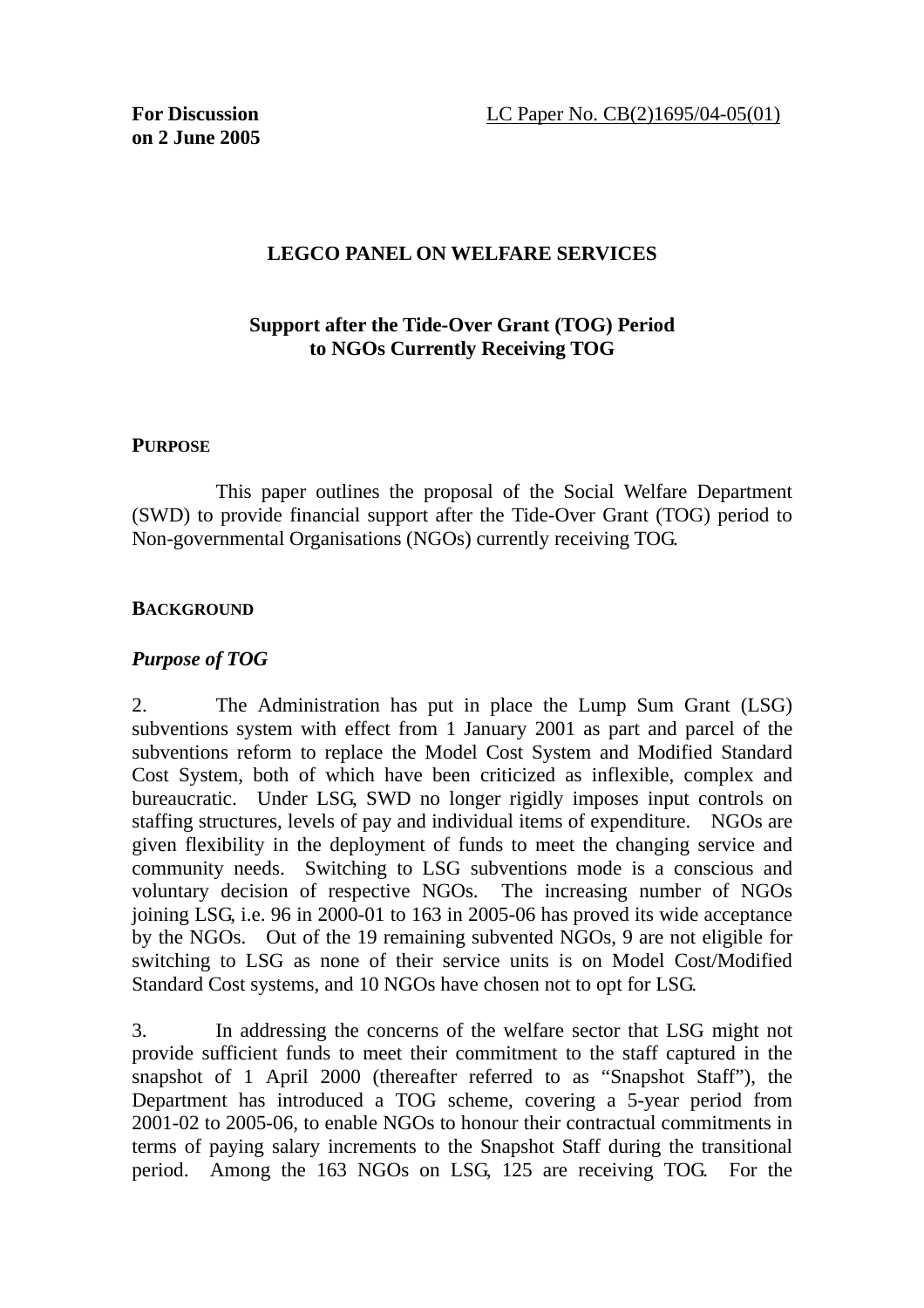**For Discussion on 2 June 2005**

LC Paper No. CB(2)1695/04-05(01)

# LEGCO PANEL ON WELFARE SERVICES

## Support after the Tide-Over Grant (TOG) Period to NGOs Currently Receiving TOG

### PURPOSE

This paper outlines the proposal of the Social Welfare Department (SWD) to provide financial support after the Tide-Over Grant (TOG) period to Non-governmental Organisations (NGOs) currently receiving TOG.

### BACKGROUND

*Purpose of TOG*

2. The Administration has put in place the Lump Sum Grant (LSG) subventions system with effect from 1 January 2001 as part and parcel of the subventions reform to replace the Model Cost System and Modified Standard Cost System, both of which have been criticized as inflexible, complex and bureaucratic. Under LSG, SWD no longer rigidly imposes input controls on staffing structures, levels of pay and individual items of expenditure. NGOs are given flexibility in the deployment of funds to meet the changing service and community needs. Switching to LSG subventions mode is a conscious and voluntary decision of respective NGOs. The increasing number of NGOs joining LSG, i.e. 96 in 2000-01 to 163 in 2005-06 has proved its wide acceptance by the NGOs. Out of the 19 remaining subvented NGOs, 9 are not eligible for switching to LSG as none of their service units is on Model Cost/Modified Standard Cost systems, and 10 NGOs have chosen not to opt for LSG.

3. In addressing the concerns of the welfare sector that LSG might not provide sufficient funds to meet their commitment to the staff captured in the snapshot of 1 April 2000 (thereafter referred to as "Snapshot Staff"), the Department has introduced a TOG scheme, covering a 5-year period from 2001-02 to 2005-06, to enable NGOs to honour their contractual commitments in terms of paying salary increments to the Snapshot Staff during the transitional period. Among the 163 NGOs on LSG, 125 are receiving TOG. For the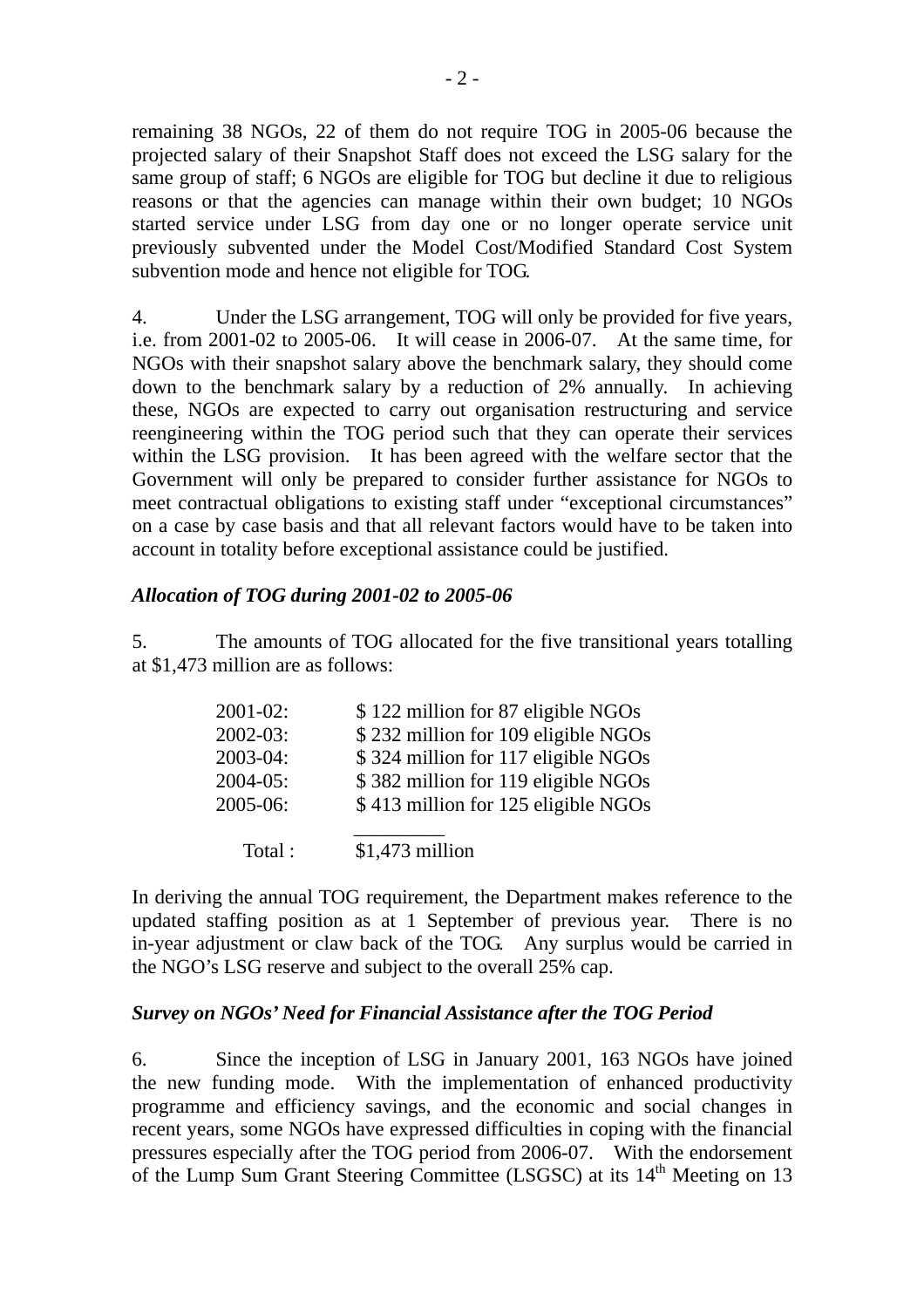remaining 38 NGOs, 22 of them do not require TOG in 2005-06 because the projected salary of their Snapshot Staff does not exceed the LSG salary for the same group of staff; 6 NGOs are eligible for TOG but decline it due to religious reasons or that the agencies can manage within their own budget; 10 NGOs started service under LSG from day one or no longer operate service unit previously subvented under the Model Cost/Modified Standard Cost System subvention mode and hence not eligible for TOG.

4. Under the LSG arrangement, TOG will only be provided for five years, i.e. from 2001-02 to 2005-06. It will cease in 2006-07. At the same time, for NGOs with their snapshot salary above the benchmark salary, they should come down to the benchmark salary by a reduction of 2% annually. In achieving these, NGOs are expected to carry out organisation restructuring and service reengineering within the TOG period such that they can operate their services within the LSG provision. It has been agreed with the welfare sector that the Government will only be prepared to consider further assistance for NGOs to meet contractual obligations to existing staff under "exceptional circumstances" on a case by case basis and that all relevant factors would have to be taken into account in totality before exceptional assistance could be justified.

### *Allocation of TOG during 2001-02 to 2005-06*

5. The amounts of TOG allocated for the five transitional years totalling at $1,473 million are as follows:

| | |
|---|---|
| 2001-02: | $ 122 million for 87 eligible NGOs |
| 2002-03: | $ 232 million for 109 eligible NGOs |
| 2003-04: | $ 324 million for 117 eligible NGOs |
| 2004-05: | $ 382 million for 119 eligible NGOs |
| 2005-06: | $ 413 million for 125 eligible NGOs |
| Total : | $1,473 million |

In deriving the annual TOG requirement, the Department makes reference to the updated staffing position as at 1 September of previous year. There is no in-year adjustment or claw back of the TOG. Any surplus would be carried in the NGO's LSG reserve and subject to the overall 25% cap.

### *Survey on NGOs' Need for Financial Assistance after the TOG Period*

6. Since the inception of LSG in January 2001, 163 NGOs have joined the new funding mode. With the implementation of enhanced productivity programme and efficiency savings, and the economic and social changes in recent years, some NGOs have expressed difficulties in coping with the financial pressures especially after the TOG period from 2006-07. With the endorsement of the Lump Sum Grant Steering Committee (LSGSC) at its 14th Meeting on 13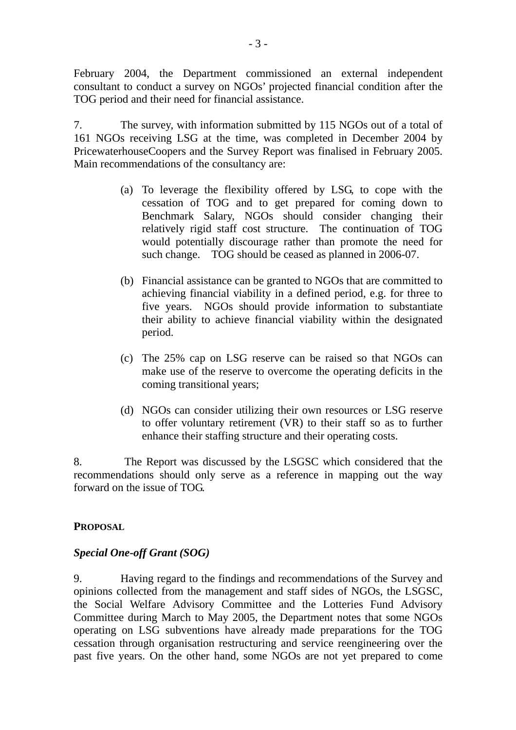February 2004, the Department commissioned an external independent consultant to conduct a survey on NGOs' projected financial condition after the TOG period and their need for financial assistance.

7. The survey, with information submitted by 115 NGOs out of a total of 161 NGOs receiving LSG at the time, was completed in December 2004 by PricewaterhouseCoopers and the Survey Report was finalised in February 2005. Main recommendations of the consultancy are:

(a) To leverage the flexibility offered by LSG, to cope with the cessation of TOG and to get prepared for coming down to Benchmark Salary, NGOs should consider changing their relatively rigid staff cost structure. The continuation of TOG would potentially discourage rather than promote the need for such change. TOG should be ceased as planned in 2006-07.

(b) Financial assistance can be granted to NGOs that are committed to achieving financial viability in a defined period, e.g. for three to five years. NGOs should provide information to substantiate their ability to achieve financial viability within the designated period.

(c) The 25% cap on LSG reserve can be raised so that NGOs can make use of the reserve to overcome the operating deficits in the coming transitional years;

(d) NGOs can consider utilizing their own resources or LSG reserve to offer voluntary retirement (VR) to their staff so as to further enhance their staffing structure and their operating costs.

8. The Report was discussed by the LSGSC which considered that the recommendations should only serve as a reference in mapping out the way forward on the issue of TOG.

## PROPOSAL

### *Special One-off Grant (SOG)*

9. Having regard to the findings and recommendations of the Survey and opinions collected from the management and staff sides of NGOs, the LSGSC, the Social Welfare Advisory Committee and the Lotteries Fund Advisory Committee during March to May 2005, the Department notes that some NGOs operating on LSG subventions have already made preparations for the TOG cessation through organisation restructuring and service reengineering over the past five years. On the other hand, some NGOs are not yet prepared to come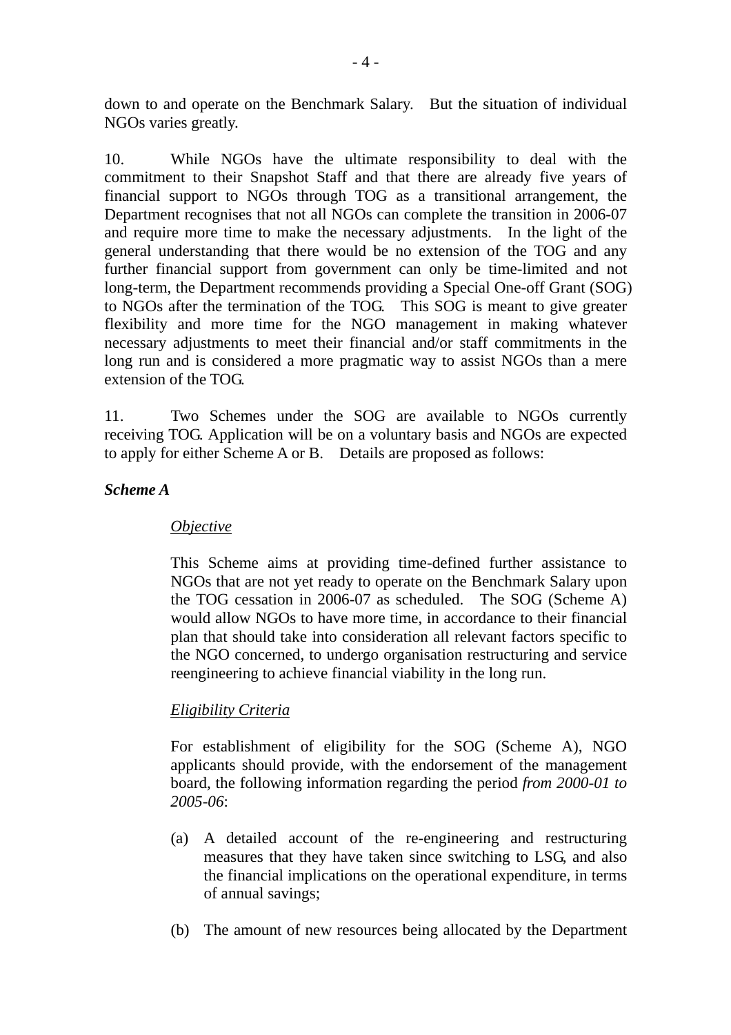down to and operate on the Benchmark Salary. But the situation of individual NGOs varies greatly.

10. While NGOs have the ultimate responsibility to deal with the commitment to their Snapshot Staff and that there are already five years of financial support to NGOs through TOG as a transitional arrangement, the Department recognises that not all NGOs can complete the transition in 2006-07 and require more time to make the necessary adjustments. In the light of the general understanding that there would be no extension of the TOG and any further financial support from government can only be time-limited and not long-term, the Department recommends providing a Special One-off Grant (SOG) to NGOs after the termination of the TOG. This SOG is meant to give greater flexibility and more time for the NGO management in making whatever necessary adjustments to meet their financial and/or staff commitments in the long run and is considered a more pragmatic way to assist NGOs than a mere extension of the TOG.

11. Two Schemes under the SOG are available to NGOs currently receiving TOG. Application will be on a voluntary basis and NGOs are expected to apply for either Scheme A or B. Details are proposed as follows:

***Scheme A***

*Objective*

This Scheme aims at providing time-defined further assistance to NGOs that are not yet ready to operate on the Benchmark Salary upon the TOG cessation in 2006-07 as scheduled. The SOG (Scheme A) would allow NGOs to have more time, in accordance to their financial plan that should take into consideration all relevant factors specific to the NGO concerned, to undergo organisation restructuring and service reengineering to achieve financial viability in the long run.

*Eligibility Criteria*

For establishment of eligibility for the SOG (Scheme A), NGO applicants should provide, with the endorsement of the management board, the following information regarding the period *from 2000-01 to 2005-06*:

(a) A detailed account of the re-engineering and restructuring measures that they have taken since switching to LSG, and also the financial implications on the operational expenditure, in terms of annual savings;

(b) The amount of new resources being allocated by the Department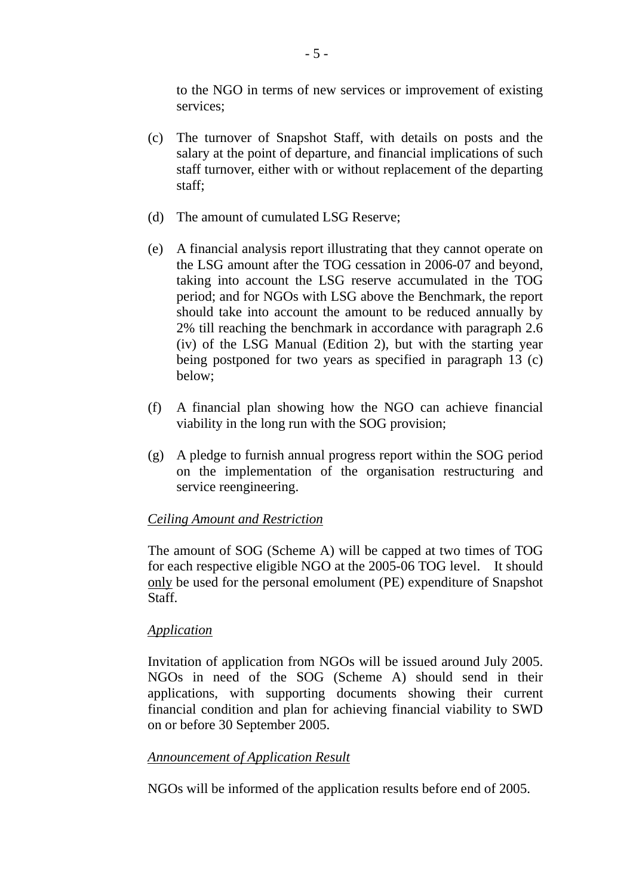to the NGO in terms of new services or improvement of existing services;

(c) The turnover of Snapshot Staff, with details on posts and the salary at the point of departure, and financial implications of such staff turnover, either with or without replacement of the departing staff;

(d) The amount of cumulated LSG Reserve;

(e) A financial analysis report illustrating that they cannot operate on the LSG amount after the TOG cessation in 2006-07 and beyond, taking into account the LSG reserve accumulated in the TOG period; and for NGOs with LSG above the Benchmark, the report should take into account the amount to be reduced annually by 2% till reaching the benchmark in accordance with paragraph 2.6 (iv) of the LSG Manual (Edition 2), but with the starting year being postponed for two years as specified in paragraph 13 (c) below;

(f) A financial plan showing how the NGO can achieve financial viability in the long run with the SOG provision;

(g) A pledge to furnish annual progress report within the SOG period on the implementation of the organisation restructuring and service reengineering.

*Ceiling Amount and Restriction*

The amount of SOG (Scheme A) will be capped at two times of TOG for each respective eligible NGO at the 2005-06 TOG level. It should only be used for the personal emolument (PE) expenditure of Snapshot Staff.

*Application*

Invitation of application from NGOs will be issued around July 2005. NGOs in need of the SOG (Scheme A) should send in their applications, with supporting documents showing their current financial condition and plan for achieving financial viability to SWD on or before 30 September 2005.

*Announcement of Application Result*

NGOs will be informed of the application results before end of 2005.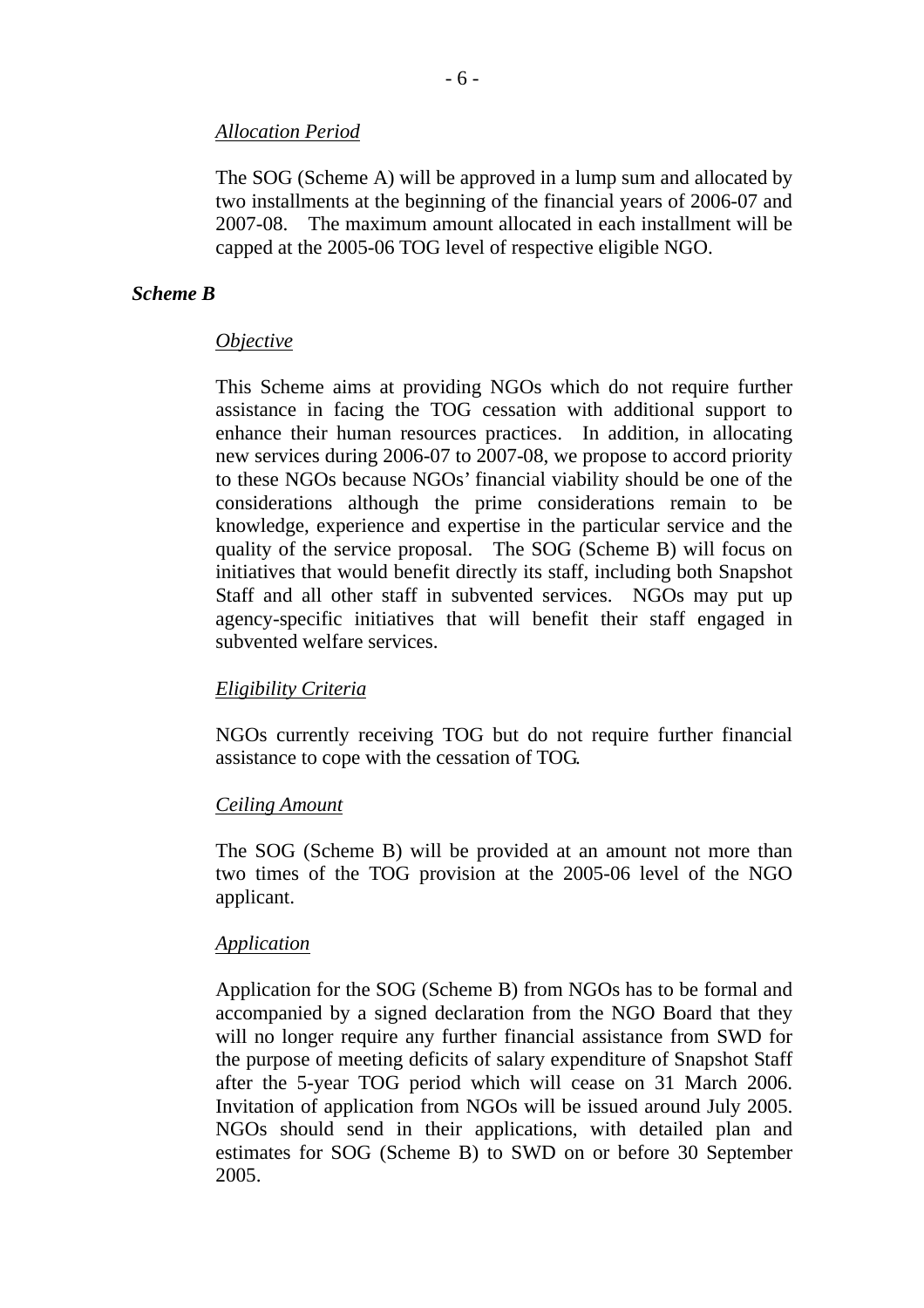*Allocation Period*

The SOG (Scheme A) will be approved in a lump sum and allocated by two installments at the beginning of the financial years of 2006-07 and 2007-08. The maximum amount allocated in each installment will be capped at the 2005-06 TOG level of respective eligible NGO.

### *Scheme B*

*Objective*

This Scheme aims at providing NGOs which do not require further assistance in facing the TOG cessation with additional support to enhance their human resources practices. In addition, in allocating new services during 2006-07 to 2007-08, we propose to accord priority to these NGOs because NGOs' financial viability should be one of the considerations although the prime considerations remain to be knowledge, experience and expertise in the particular service and the quality of the service proposal. The SOG (Scheme B) will focus on initiatives that would benefit directly its staff, including both Snapshot Staff and all other staff in subvented services. NGOs may put up agency-specific initiatives that will benefit their staff engaged in subvented welfare services.

*Eligibility Criteria*

NGOs currently receiving TOG but do not require further financial assistance to cope with the cessation of TOG.

*Ceiling Amount*

The SOG (Scheme B) will be provided at an amount not more than two times of the TOG provision at the 2005-06 level of the NGO applicant.

*Application*

Application for the SOG (Scheme B) from NGOs has to be formal and accompanied by a signed declaration from the NGO Board that they will no longer require any further financial assistance from SWD for the purpose of meeting deficits of salary expenditure of Snapshot Staff after the 5-year TOG period which will cease on 31 March 2006. Invitation of application from NGOs will be issued around July 2005. NGOs should send in their applications, with detailed plan and estimates for SOG (Scheme B) to SWD on or before 30 September 2005.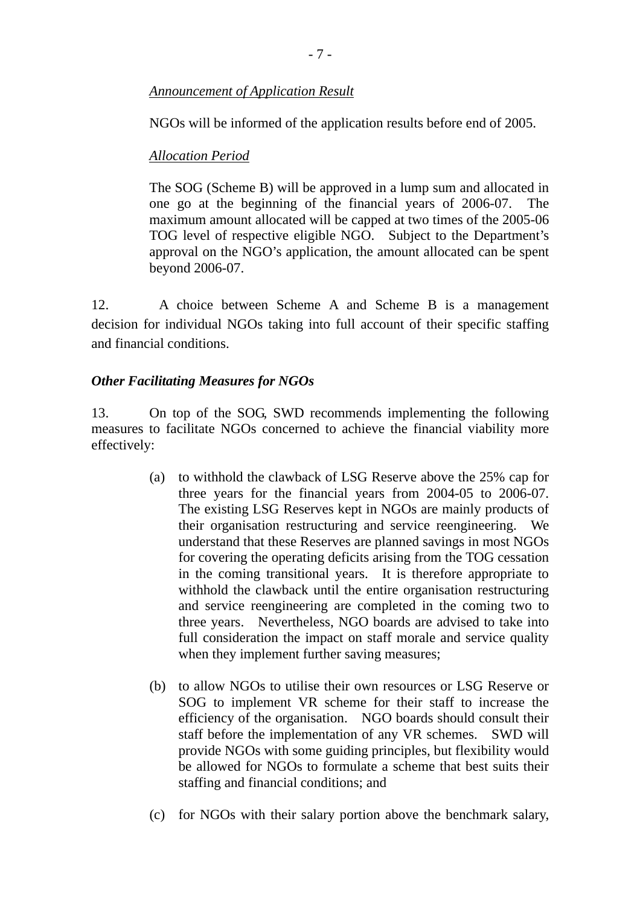*Announcement of Application Result*

NGOs will be informed of the application results before end of 2005.

*Allocation Period*

The SOG (Scheme B) will be approved in a lump sum and allocated in one go at the beginning of the financial years of 2006-07. The maximum amount allocated will be capped at two times of the 2005-06 TOG level of respective eligible NGO. Subject to the Department's approval on the NGO's application, the amount allocated can be spent beyond 2006-07.

12. A choice between Scheme A and Scheme B is a management decision for individual NGOs taking into full account of their specific staffing and financial conditions.

***Other Facilitating Measures for NGOs***

13. On top of the SOG, SWD recommends implementing the following measures to facilitate NGOs concerned to achieve the financial viability more effectively:

(a) to withhold the clawback of LSG Reserve above the 25% cap for three years for the financial years from 2004-05 to 2006-07. The existing LSG Reserves kept in NGOs are mainly products of their organisation restructuring and service reengineering. We understand that these Reserves are planned savings in most NGOs for covering the operating deficits arising from the TOG cessation in the coming transitional years. It is therefore appropriate to withhold the clawback until the entire organisation restructuring and service reengineering are completed in the coming two to three years. Nevertheless, NGO boards are advised to take into full consideration the impact on staff morale and service quality when they implement further saving measures;

(b) to allow NGOs to utilise their own resources or LSG Reserve or SOG to implement VR scheme for their staff to increase the efficiency of the organisation. NGO boards should consult their staff before the implementation of any VR schemes. SWD will provide NGOs with some guiding principles, but flexibility would be allowed for NGOs to formulate a scheme that best suits their staffing and financial conditions; and

(c) for NGOs with their salary portion above the benchmark salary,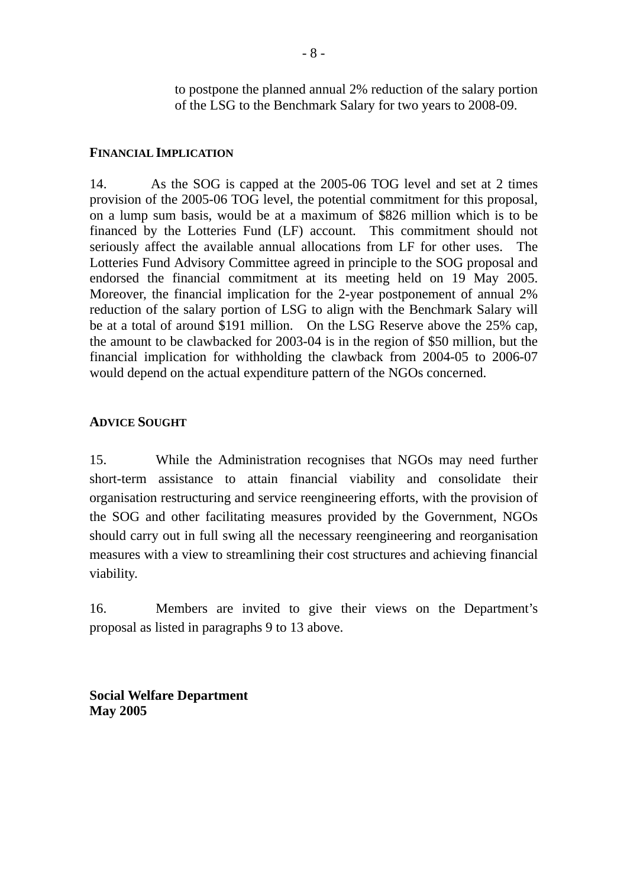to postpone the planned annual 2% reduction of the salary portion of the LSG to the Benchmark Salary for two years to 2008-09.

**FINANCIAL IMPLICATION**

14. As the SOG is capped at the 2005-06 TOG level and set at 2 times provision of the 2005-06 TOG level, the potential commitment for this proposal, on a lump sum basis, would be at a maximum of $826 million which is to be financed by the Lotteries Fund (LF) account. This commitment should not seriously affect the available annual allocations from LF for other uses. The Lotteries Fund Advisory Committee agreed in principle to the SOG proposal and endorsed the financial commitment at its meeting held on 19 May 2005. Moreover, the financial implication for the 2-year postponement of annual 2% reduction of the salary portion of LSG to align with the Benchmark Salary will be at a total of around $191 million. On the LSG Reserve above the 25% cap, the amount to be clawbacked for 2003-04 is in the region of $50 million, but the financial implication for withholding the clawback from 2004-05 to 2006-07 would depend on the actual expenditure pattern of the NGOs concerned.

**ADVICE SOUGHT**

15. While the Administration recognises that NGOs may need further short-term assistance to attain financial viability and consolidate their organisation restructuring and service reengineering efforts, with the provision of the SOG and other facilitating measures provided by the Government, NGOs should carry out in full swing all the necessary reengineering and reorganisation measures with a view to streamlining their cost structures and achieving financial viability.

16. Members are invited to give their views on the Department's proposal as listed in paragraphs 9 to 13 above.

**Social Welfare Department**
**May 2005**